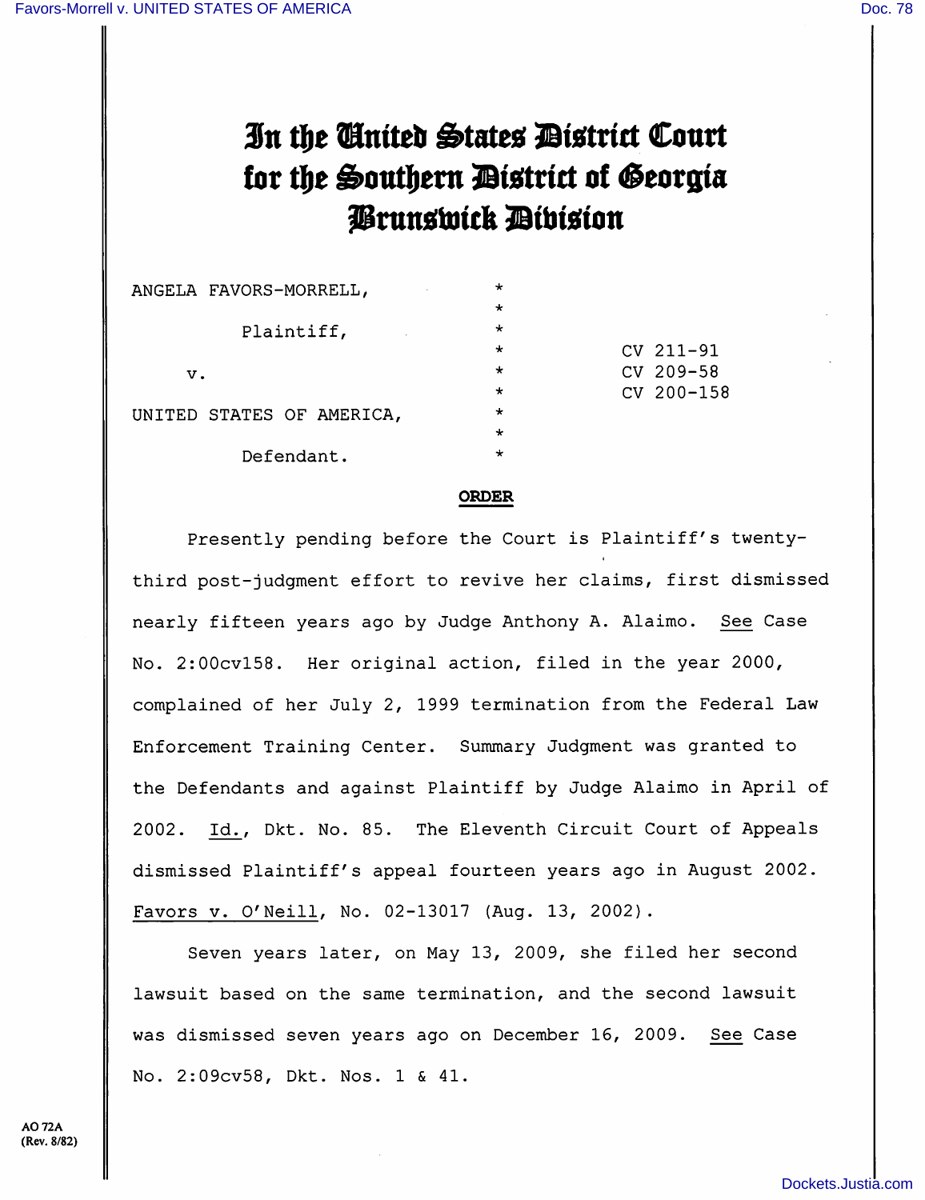# In the United States District Court for the Southern District of Georgia Brunswick Division

| | | |
|---|---|---|
| ANGELA FAVORS-MORRELL, | * | |
| Plaintiff, | * | CV 211-91 |
| v. | * | CV 209-58 |
| | * | CV 200-158 |
| UNITED STATES OF AMERICA, | * | |
| Defendant. | * | |

**ORDER**

Presently pending before the Court is Plaintiff's twenty-third post-judgment effort to revive her claims, first dismissed nearly fifteen years ago by Judge Anthony A. Alaimo. See Case No. 2:00cv158. Her original action, filed in the year 2000, complained of her July 2, 1999 termination from the Federal Law Enforcement Training Center. Summary Judgment was granted to the Defendants and against Plaintiff by Judge Alaimo in April of 2002. Id., Dkt. No. 85. The Eleventh Circuit Court of Appeals dismissed Plaintiff's appeal fourteen years ago in August 2002. Favors v. O'Neill, No. 02-13017 (Aug. 13, 2002).

Seven years later, on May 13, 2009, she filed her second lawsuit based on the same termination, and the second lawsuit was dismissed seven years ago on December 16, 2009. See Case No. 2:09cv58, Dkt. Nos. 1 & 41.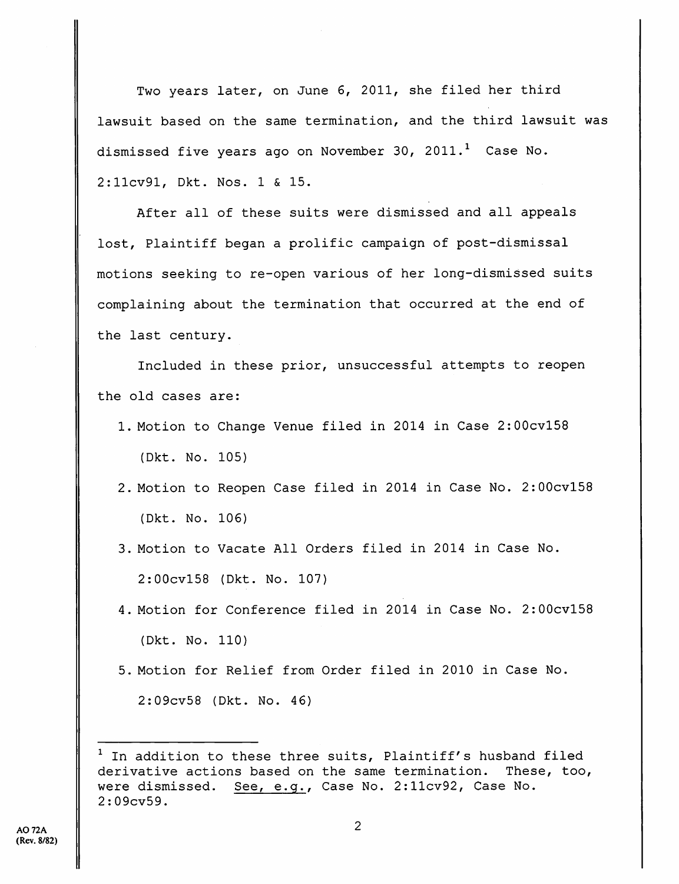Two years later, on June 6, 2011, she filed her third lawsuit based on the same termination, and the third lawsuit was dismissed five years ago on November 30, 2011.[1] Case No. 2:11cv91, Dkt. Nos. 1 & 15.

After all of these suits were dismissed and all appeals lost, Plaintiff began a prolific campaign of post-dismissal motions seeking to re-open various of her long-dismissed suits complaining about the termination that occurred at the end of the last century.

Included in these prior, unsuccessful attempts to reopen the old cases are:

1. Motion to Change Venue filed in 2014 in Case 2:00cv158 (Dkt. No. 105)
2. Motion to Reopen Case filed in 2014 in Case No. 2:00cv158 (Dkt. No. 106)
3. Motion to Vacate All Orders filed in 2014 in Case No. 2:00cv158 (Dkt. No. 107)
4. Motion for Conference filed in 2014 in Case No. 2:00cv158 (Dkt. No. 110)
5. Motion for Relief from Order filed in 2010 in Case No. 2:09cv58 (Dkt. No. 46)

---

[1] In addition to these three suits, Plaintiff's husband filed derivative actions based on the same termination. These, too, were dismissed. See, e.g., Case No. 2:11cv92, Case No. 2:09cv59.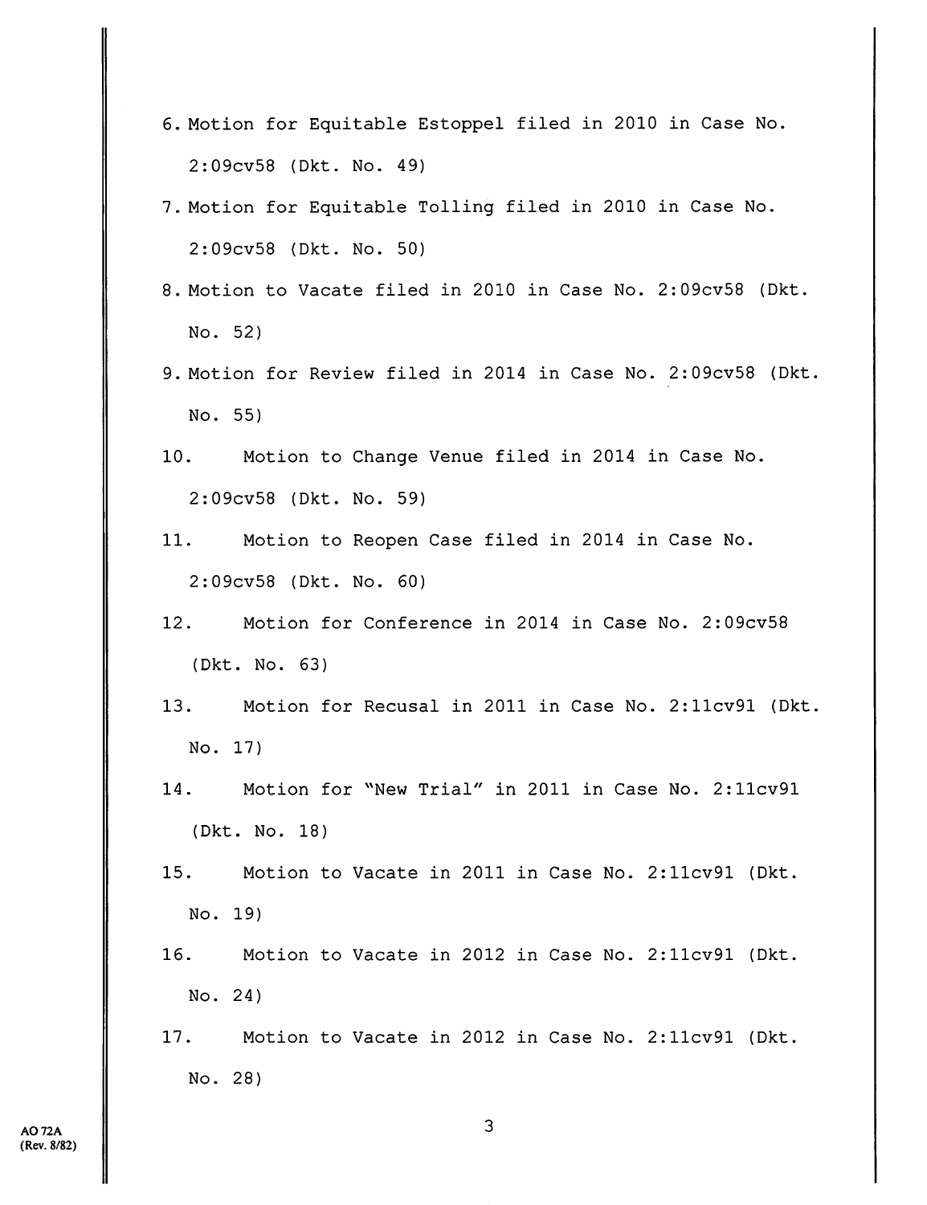6. Motion for Equitable Estoppel filed in 2010 in Case No. 2:09cv58 (Dkt. No. 49)
7. Motion for Equitable Tolling filed in 2010 in Case No. 2:09cv58 (Dkt. No. 50)
8. Motion to Vacate filed in 2010 in Case No. 2:09cv58 (Dkt. No. 52)
9. Motion for Review filed in 2014 in Case No. 2:09cv58 (Dkt. No. 55)
10. Motion to Change Venue filed in 2014 in Case No. 2:09cv58 (Dkt. No. 59)
11. Motion to Reopen Case filed in 2014 in Case No. 2:09cv58 (Dkt. No. 60)
12. Motion for Conference in 2014 in Case No. 2:09cv58 (Dkt. No. 63)
13. Motion for Recusal in 2011 in Case No. 2:11cv91 (Dkt. No. 17)
14. Motion for "New Trial" in 2011 in Case No. 2:11cv91 (Dkt. No. 18)
15. Motion to Vacate in 2011 in Case No. 2:11cv91 (Dkt. No. 19)
16. Motion to Vacate in 2012 in Case No. 2:11cv91 (Dkt. No. 24)
17. Motion to Vacate in 2012 in Case No. 2:11cv91 (Dkt. No. 28)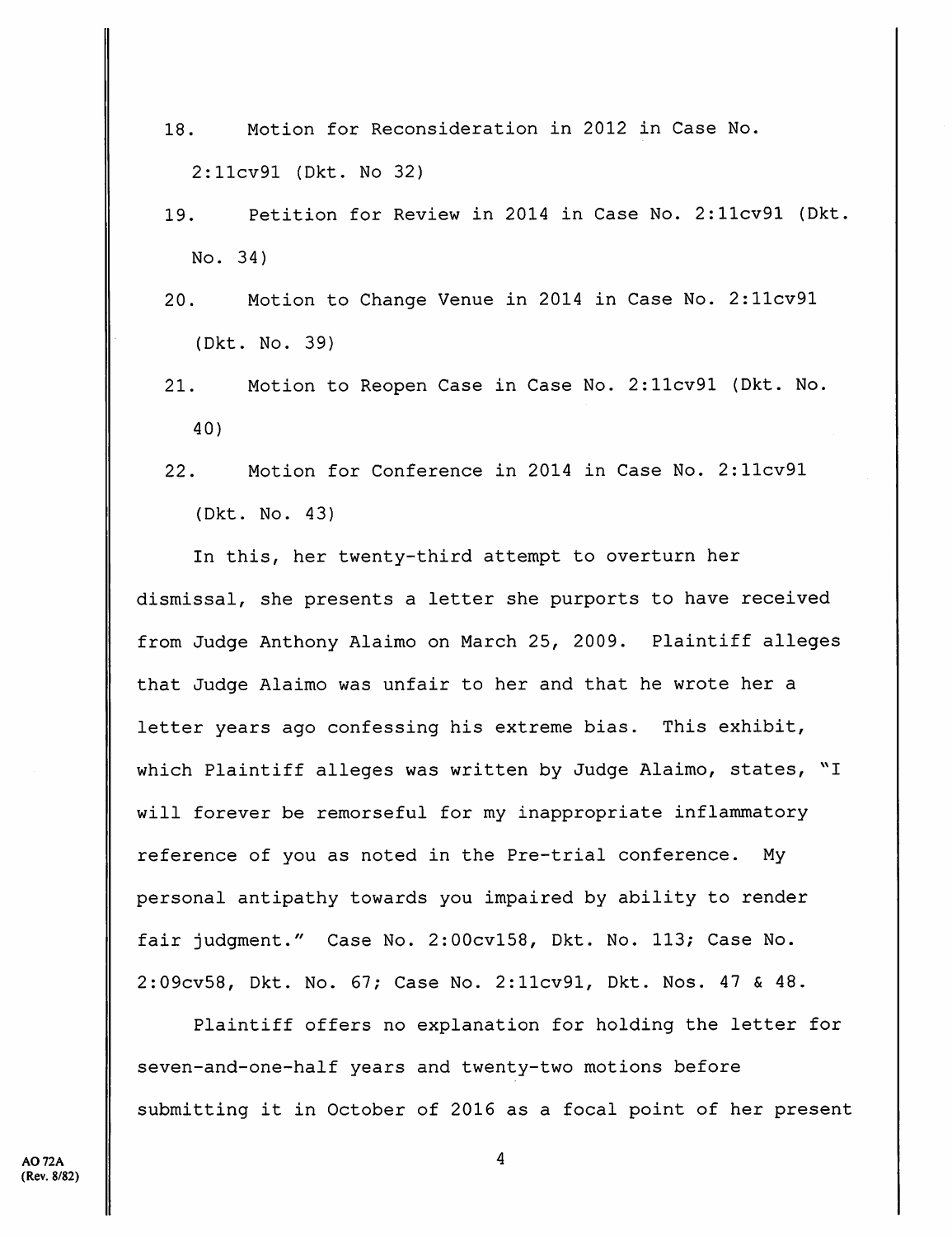18. Motion for Reconsideration in 2012 in Case No. 2:11cv91 (Dkt. No 32)

19. Petition for Review in 2014 in Case No. 2:11cv91 (Dkt. No. 34)

20. Motion to Change Venue in 2014 in Case No. 2:11cv91 (Dkt. No. 39)

21. Motion to Reopen Case in Case No. 2:11cv91 (Dkt. No. 40)

22. Motion for Conference in 2014 in Case No. 2:11cv91 (Dkt. No. 43)

In this, her twenty-third attempt to overturn her dismissal, she presents a letter she purports to have received from Judge Anthony Alaimo on March 25, 2009. Plaintiff alleges that Judge Alaimo was unfair to her and that he wrote her a letter years ago confessing his extreme bias. This exhibit, which Plaintiff alleges was written by Judge Alaimo, states, "I will forever be remorseful for my inappropriate inflammatory reference of you as noted in the Pre-trial conference. My personal antipathy towards you impaired by ability to render fair judgment." Case No. 2:00cv158, Dkt. No. 113; Case No. 2:09cv58, Dkt. No. 67; Case No. 2:11cv91, Dkt. Nos. 47 & 48.

Plaintiff offers no explanation for holding the letter for seven-and-one-half years and twenty-two motions before submitting it in October of 2016 as a focal point of her present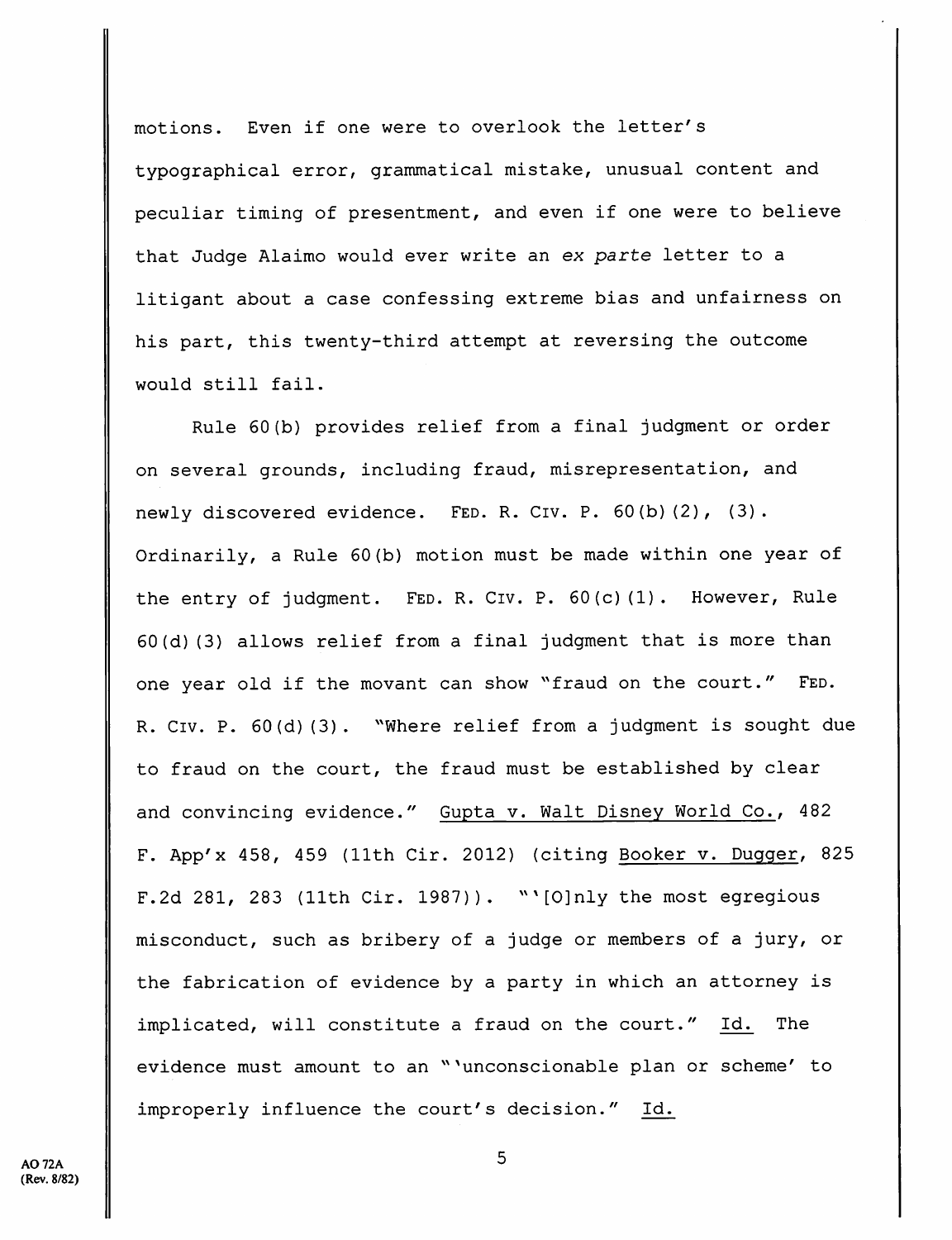motions. Even if one were to overlook the letter's typographical error, grammatical mistake, unusual content and peculiar timing of presentment, and even if one were to believe that Judge Alaimo would ever write an *ex parte* letter to a litigant about a case confessing extreme bias and unfairness on his part, this twenty-third attempt at reversing the outcome would still fail.

Rule 60(b) provides relief from a final judgment or order on several grounds, including fraud, misrepresentation, and newly discovered evidence. FED. R. CIV. P. 60(b)(2), (3). Ordinarily, a Rule 60(b) motion must be made within one year of the entry of judgment. FED. R. CIV. P. 60(c)(1). However, Rule 60(d)(3) allows relief from a final judgment that is more than one year old if the movant can show "fraud on the court." FED. R. CIV. P. 60(d)(3). "Where relief from a judgment is sought due to fraud on the court, the fraud must be established by clear and convincing evidence." Gupta v. Walt Disney World Co., 482 F. App'x 458, 459 (11th Cir. 2012) (citing Booker v. Dugger, 825 F.2d 281, 283 (11th Cir. 1987)). "'[O]nly the most egregious misconduct, such as bribery of a judge or members of a jury, or the fabrication of evidence by a party in which an attorney is implicated, will constitute a fraud on the court." Id. The evidence must amount to an "'unconscionable plan or scheme' to improperly influence the court's decision." Id.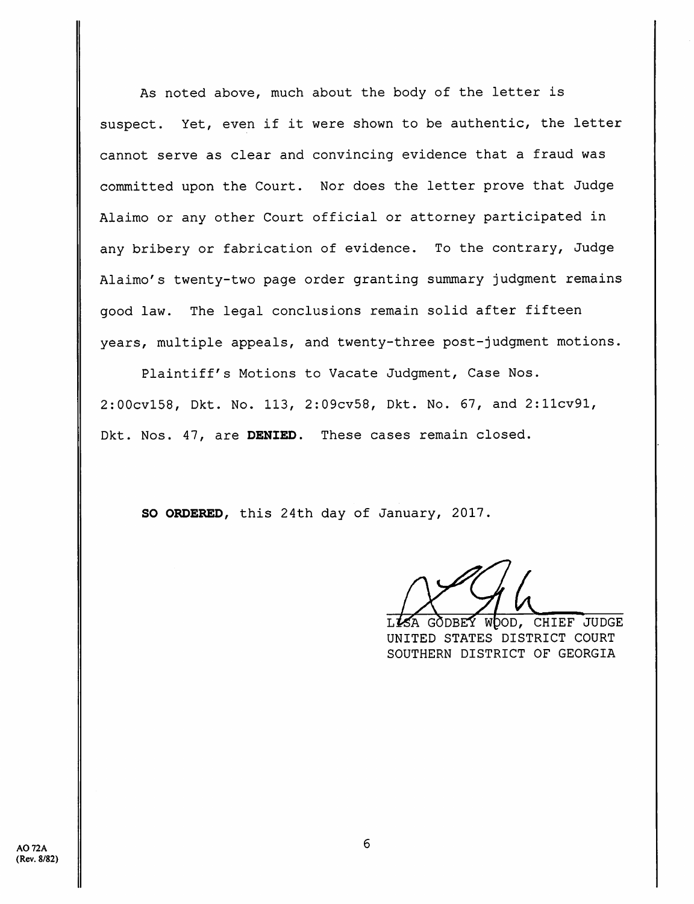As noted above, much about the body of the letter is suspect. Yet, even if it were shown to be authentic, the letter cannot serve as clear and convincing evidence that a fraud was committed upon the Court. Nor does the letter prove that Judge Alaimo or any other Court official or attorney participated in any bribery or fabrication of evidence. To the contrary, Judge Alaimo's twenty-two page order granting summary judgment remains good law. The legal conclusions remain solid after fifteen years, multiple appeals, and twenty-three post-judgment motions.

Plaintiff's Motions to Vacate Judgment, Case Nos. 2:00cv158, Dkt. No. 113, 2:09cv58, Dkt. No. 67, and 2:11cv91, Dkt. Nos. 47, are **DENIED**. These cases remain closed.

**SO ORDERED**, this 24th day of January, 2017.

LISA GODBEY WOOD, CHIEF JUDGE
UNITED STATES DISTRICT COURT
SOUTHERN DISTRICT OF GEORGIA

AO 72A
(Rev. 8/82)